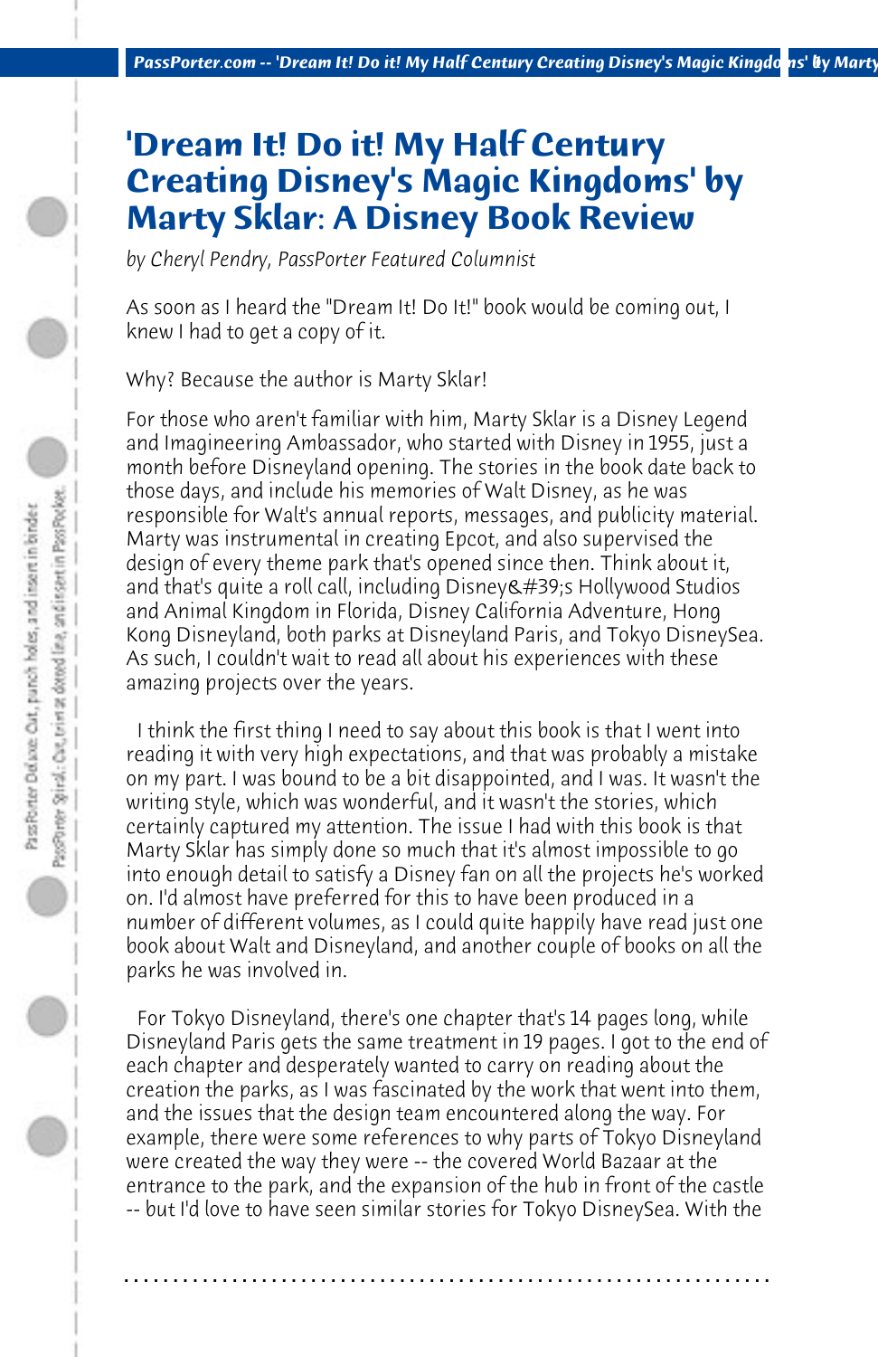# 'Dream It! Do it! My Half Century Creating Disney's Magic Kingdoms' by Marty Sklar: A Disney Book Review

*by Cheryl Pendry, PassPorter Featured Columnist*

As soon as I heard the "Dream It! Do It!" book would be coming out, I knew I had to get a copy of it.

Why? Because the author is Marty Sklar!

For those who aren't familiar with him, Marty Sklar is a Disney Legend and Imagineering Ambassador, who started with Disney in 1955, just a month before Disneyland opening. The stories in the book date back to those days, and include his memories of Walt Disney, as he was responsible for Walt's annual reports, messages, and publicity material. Marty was instrumental in creating Epcot, and also supervised the design of every theme park that's opened since then. Think about it, and that's quite a roll call, including Disney&#39;s Hollywood Studios and Animal Kingdom in Florida, Disney California Adventure, Hong Kong Disneyland, both parks at Disneyland Paris, and Tokyo DisneySea. As such, I couldn't wait to read all about his experiences with these amazing projects over the years.

I think the first thing I need to say about this book is that I went into reading it with very high expectations, and that was probably a mistake on my part. I was bound to be a bit disappointed, and I was. It wasn't the writing style, which was wonderful, and it wasn't the stories, which certainly captured my attention. The issue I had with this book is that Marty Sklar has simply done so much that it's almost impossible to go into enough detail to satisfy a Disney fan on all the projects he's worked on. I'd almost have preferred for this to have been produced in a number of different volumes, as I could quite happily have read just one book about Walt and Disneyland, and another couple of books on all the parks he was involved in.

For Tokyo Disneyland, there's one chapter that's 14 pages long, while Disneyland Paris gets the same treatment in 19 pages. I got to the end of each chapter and desperately wanted to carry on reading about the creation the parks, as I was fascinated by the work that went into them, and the issues that the design team encountered along the way. For example, there were some references to why parts of Tokyo Disneyland were created the way they were -- the covered World Bazaar at the entrance to the park, and the expansion of the hub in front of the castle -- but I'd love to have seen similar stories for Tokyo DisneySea. With the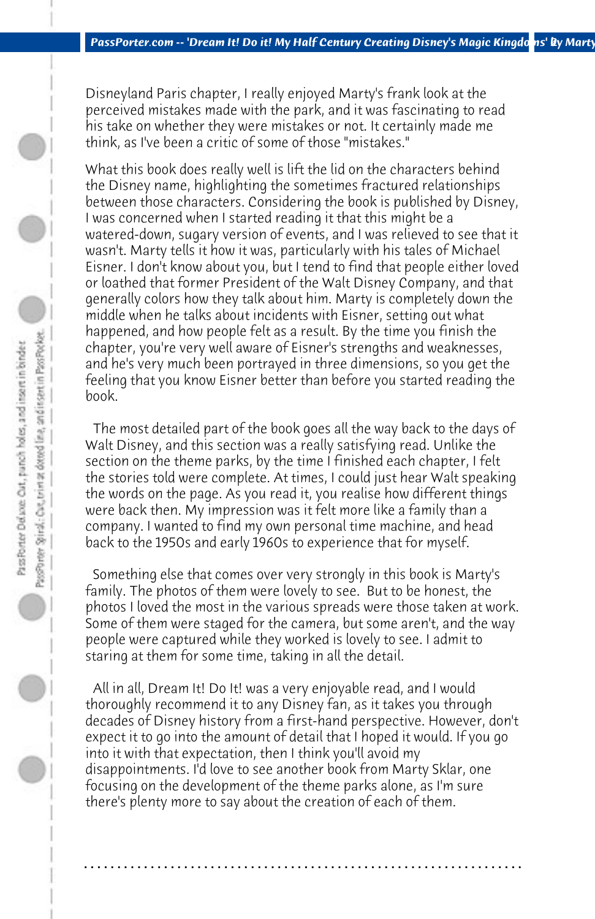Disneyland Paris chapter, I really enjoyed Marty's frank look at the perceived mistakes made with the park, and it was fascinating to read his take on whether they were mistakes or not. It certainly made me think, as I've been a critic of some of those "mistakes."

What this book does really well is lift the lid on the characters behind the Disney name, highlighting the sometimes fractured relationships between those characters. Considering the book is published by Disney, I was concerned when I started reading it that this might be a watered-down, sugary version of events, and I was relieved to see that it wasn't. Marty tells it how it was, particularly with his tales of Michael Eisner. I don't know about you, but I tend to find that people either loved or loathed that former President of the Walt Disney Company, and that generally colors how they talk about him. Marty is completely down the middle when he talks about incidents with Eisner, setting out what happened, and how people felt as a result. By the time you finish the chapter, you're very well aware of Eisner's strengths and weaknesses, and he's very much been portrayed in three dimensions, so you get the feeling that you know Eisner better than before you started reading the book.

The most detailed part of the book goes all the way back to the days of Walt Disney, and this section was a really satisfying read. Unlike the section on the theme parks, by the time I finished each chapter, I felt the stories told were complete. At times, I could just hear Walt speaking the words on the page. As you read it, you realise how different things were back then. My impression was it felt more like a family than a company. I wanted to find my own personal time machine, and head back to the 1950s and early 1960s to experience that for myself.

Something else that comes over very strongly in this book is Marty's family. The photos of them were lovely to see. But to be honest, the photos I loved the most in the various spreads were those taken at work. Some of them were staged for the camera, but some aren't, and the way people were captured while they worked is lovely to see. I admit to staring at them for some time, taking in all the detail.

All in all, Dream It! Do It! was a very enjoyable read, and I would thoroughly recommend it to any Disney fan, as it takes you through decades of Disney history from a first-hand perspective. However, don't expect it to go into the amount of detail that I hoped it would. If you go into it with that expectation, then I think you'll avoid my disappointments. I'd love to see another book from Marty Sklar, one focusing on the development of the theme parks alone, as I'm sure there's plenty more to say about the creation of each of them.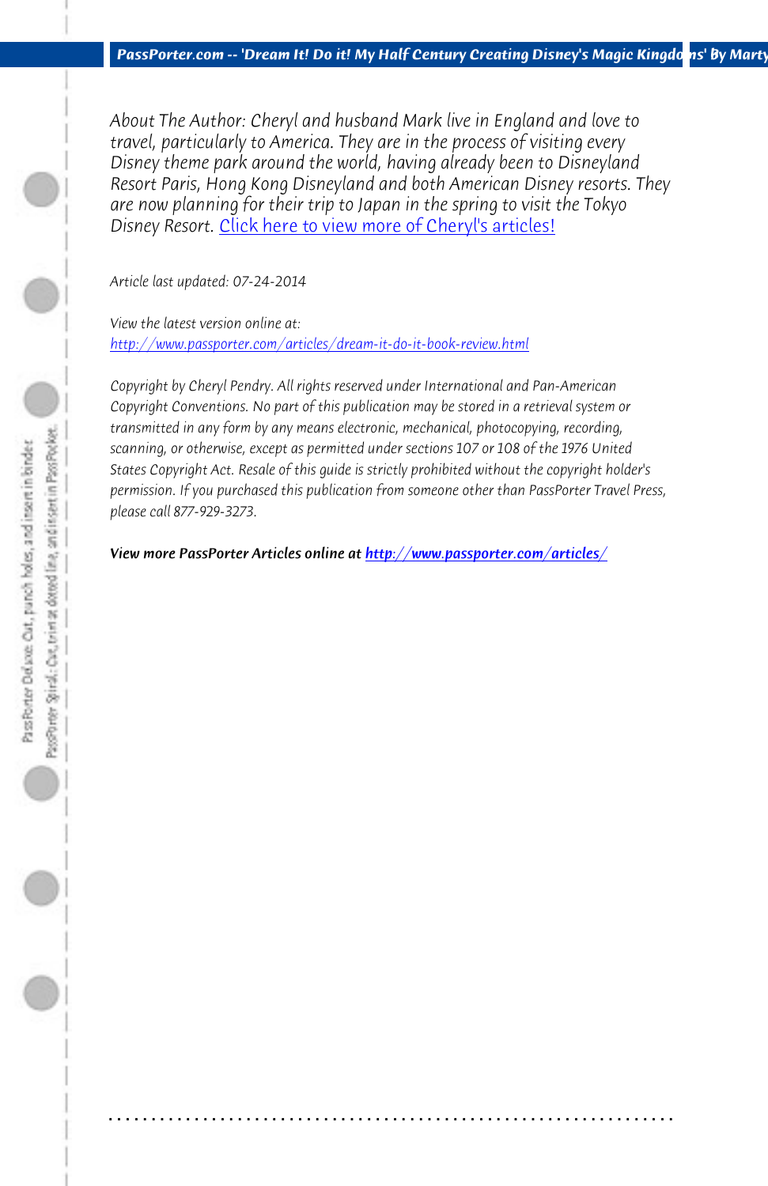*About The Author: Cheryl and husband Mark live in England and love to travel, particularly to America. They are in the process of visiting every Disney theme park around the world, having already been to Disneyland Resort Paris, Hong Kong Disneyland and both American Disney resorts. They are now planning for their trip to Japan in the spring to visit the Tokyo Disney Resort. Click here to view more of Cheryl's articles!*

*Article last updated: 07-24-2014*

*View the latest version online at: http://www.passporter.com/articles/dream-it-do-it-book-review.html*

*Copyright by Cheryl Pendry. All rights reserved under International and Pan-American Copyright Conventions. No part of this publication may be stored in a retrieval system or transmitted in any form by any means electronic, mechanical, photocopying, recording, scanning, or otherwise, except as permitted under sections 107 or 108 of the 1976 United States Copyright Act. Resale of this guide is strictly prohibited without the copyright holder's permission. If you purchased this publication from someone other than PassPorter Travel Press, please call 877-929-3273.*

***View more PassPorter Articles online at http://www.passporter.com/articles/***